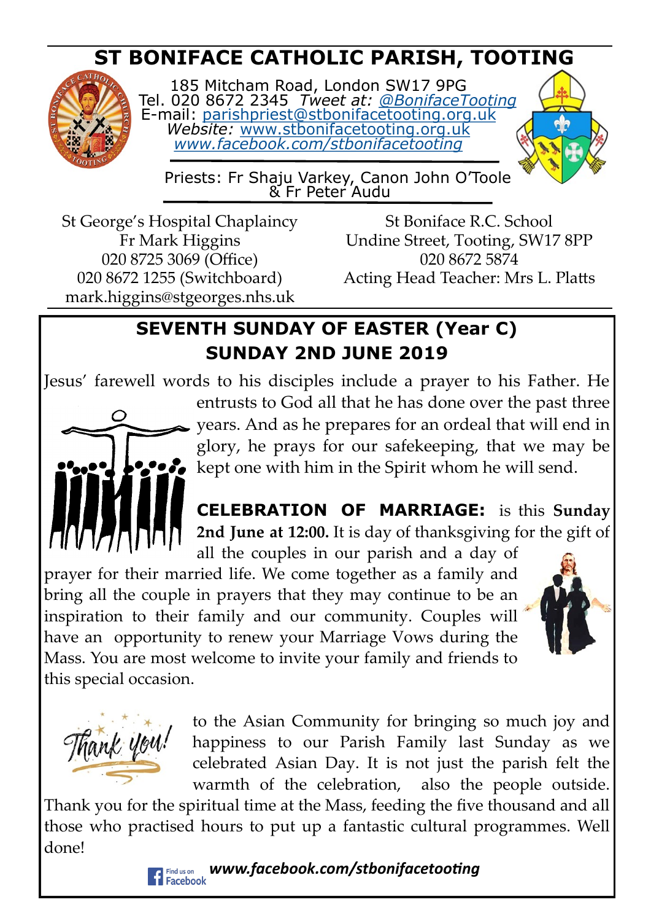# ST BONIFACE CATHOLIC PARISH, TOOTING

185 Mitcham Road, London SW17 9PG
Tel. 020 8672 2345 *Tweet at:* *@BonifaceTooting*
E-mail: parishpriest@stbonifacetooting.org.uk
*Website:* www.stbonifacetooting.org.uk
*www.facebook.com/stbonifacetooting*

Priests: Fr Shaju Varkey, Canon John O'Toole & Fr Peter Audu

St George's Hospital Chaplaincy
Fr Mark Higgins
020 8725 3069 (Office)
020 8672 1255 (Switchboard)
mark.higgins@stgeorges.nhs.uk

St Boniface R.C. School
Undine Street, Tooting, SW17 8PP
020 8672 5874
Acting Head Teacher: Mrs L. Platts

## SEVENTH SUNDAY OF EASTER (Year C)
## SUNDAY 2ND JUNE 2019

Jesus' farewell words to his disciples include a prayer to his Father. He entrusts to God all that he has done over the past three years. And as he prepares for an ordeal that will end in glory, he prays for our safekeeping, that we may be kept one with him in the Spirit whom he will send.

**CELEBRATION OF MARRIAGE:** is this **Sunday 2nd June at 12:00.** It is day of thanksgiving for the gift of all the couples in our parish and a day of prayer for their married life. We come together as a family and bring all the couple in prayers that they may continue to be an inspiration to their family and our community. Couples will have an opportunity to renew your Marriage Vows during the Mass. You are most welcome to invite your family and friends to this special occasion.

Thank you! to the Asian Community for bringing so much joy and happiness to our Parish Family last Sunday as we celebrated Asian Day. It is not just the parish felt the warmth of the celebration, also the people outside. Thank you for the spiritual time at the Mass, feeding the five thousand and all those who practised hours to put up a fantastic cultural programmes. Well done!

Find us on Facebook ***www.facebook.com/stbonifacetooting***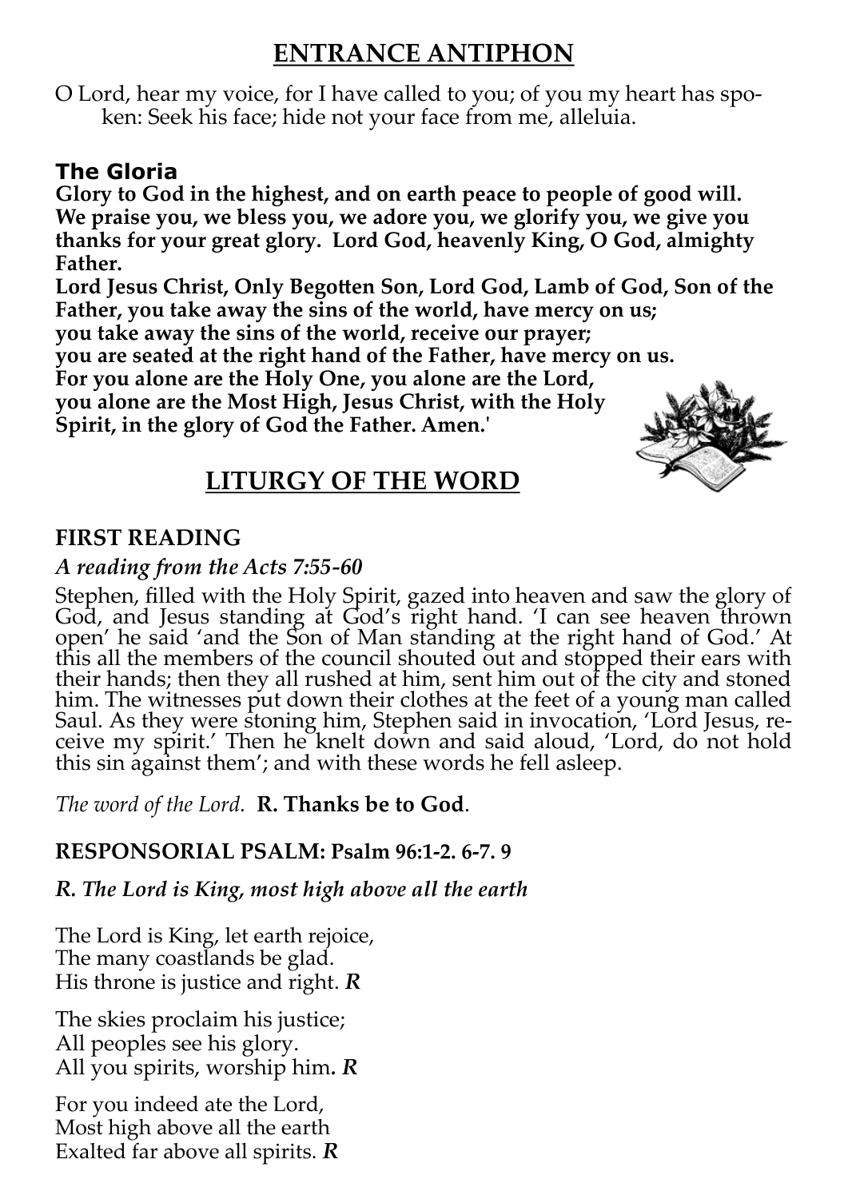## ENTRANCE ANTIPHON

O Lord, hear my voice, for I have called to you; of you my heart has spoken: Seek his face; hide not your face from me, alleluia.

### The Gloria

**Glory to God in the highest, and on earth peace to people of good will. We praise you, we bless you, we adore you, we glorify you, we give you thanks for your great glory. Lord God, heavenly King, O God, almighty Father.**
**Lord Jesus Christ, Only Begotten Son, Lord God, Lamb of God, Son of the Father, you take away the sins of the world, have mercy on us;**
**you take away the sins of the world, receive our prayer;**
**you are seated at the right hand of the Father, have mercy on us.**
**For you alone are the Holy One, you alone are the Lord,**
**you alone are the Most High, Jesus Christ, with the Holy Spirit, in the glory of God the Father. Amen.'**

## LITURGY OF THE WORD

**FIRST READING**

*A reading from the Acts 7:55-60*

Stephen, filled with the Holy Spirit, gazed into heaven and saw the glory of God, and Jesus standing at God's right hand. 'I can see heaven thrown open' he said 'and the Son of Man standing at the right hand of God.' At this all the members of the council shouted out and stopped their ears with their hands; then they all rushed at him, sent him out of the city and stoned him. The witnesses put down their clothes at the feet of a young man called Saul. As they were stoning him, Stephen said in invocation, 'Lord Jesus, receive my spirit.' Then he knelt down and said aloud, 'Lord, do not hold this sin against them'; and with these words he fell asleep.

*The word of the Lord.* **R. Thanks be to God**.

**RESPONSORIAL PSALM: Psalm 96:1-2. 6-7. 9**

***R. The Lord is King, most high above all the earth***

The Lord is King, let earth rejoice,
The many coastlands be glad.
His throne is justice and right. ***R***

The skies proclaim his justice;
All peoples see his glory.
All you spirits, worship him. ***R***

For you indeed ate the Lord,
Most high above all the earth
Exalted far above all spirits. ***R***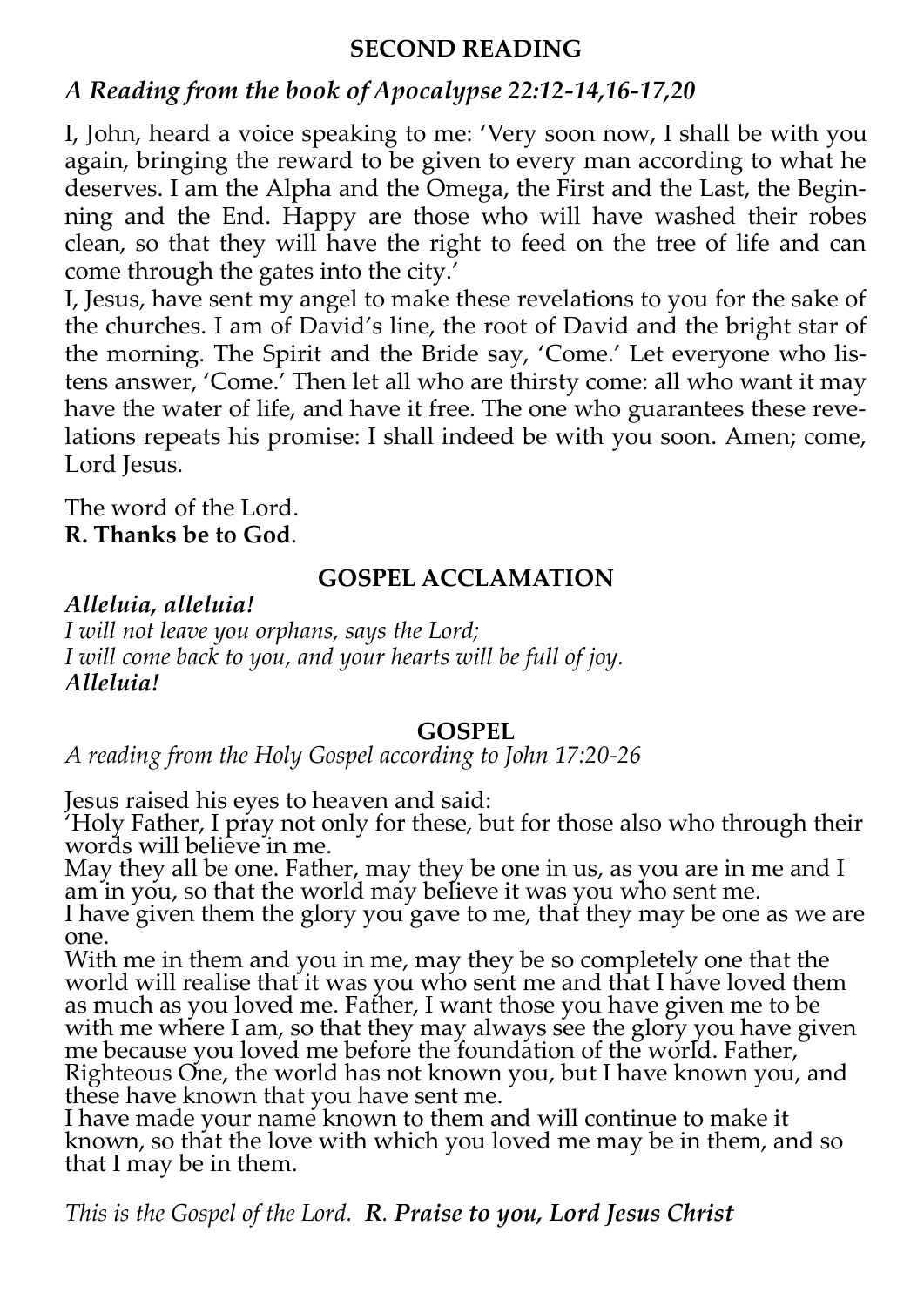## SECOND READING

### *A Reading from the book of Apocalypse 22:12-14,16-17,20*

I, John, heard a voice speaking to me: 'Very soon now, I shall be with you again, bringing the reward to be given to every man according to what he deserves. I am the Alpha and the Omega, the First and the Last, the Beginning and the End. Happy are those who will have washed their robes clean, so that they will have the right to feed on the tree of life and can come through the gates into the city.'
I, Jesus, have sent my angel to make these revelations to you for the sake of the churches. I am of David's line, the root of David and the bright star of the morning. The Spirit and the Bride say, 'Come.' Let everyone who listens answer, 'Come.' Then let all who are thirsty come: all who want it may have the water of life, and have it free. The one who guarantees these revelations repeats his promise: I shall indeed be with you soon. Amen; come, Lord Jesus.

The word of the Lord.
**R. Thanks be to God**.

## GOSPEL ACCLAMATION

***Alleluia, alleluia!***
*I will not leave you orphans, says the Lord;*
*I will come back to you, and your hearts will be full of joy.*
***Alleluia!***

## GOSPEL

*A reading from the Holy Gospel according to John 17:20-26*

Jesus raised his eyes to heaven and said:
'Holy Father, I pray not only for these, but for those also who through their words will believe in me.
May they all be one. Father, may they be one in us, as you are in me and I am in you, so that the world may believe it was you who sent me.
I have given them the glory you gave to me, that they may be one as we are one.
With me in them and you in me, may they be so completely one that the world will realise that it was you who sent me and that I have loved them as much as you loved me. Father, I want those you have given me to be with me where I am, so that they may always see the glory you have given me because you loved me before the foundation of the world. Father, Righteous One, the world has not known you, but I have known you, and these have known that you have sent me.
I have made your name known to them and will continue to make it known, so that the love with which you loved me may be in them, and so that I may be in them.

*This is the Gospel of the Lord.* ***R. Praise to you, Lord Jesus Christ***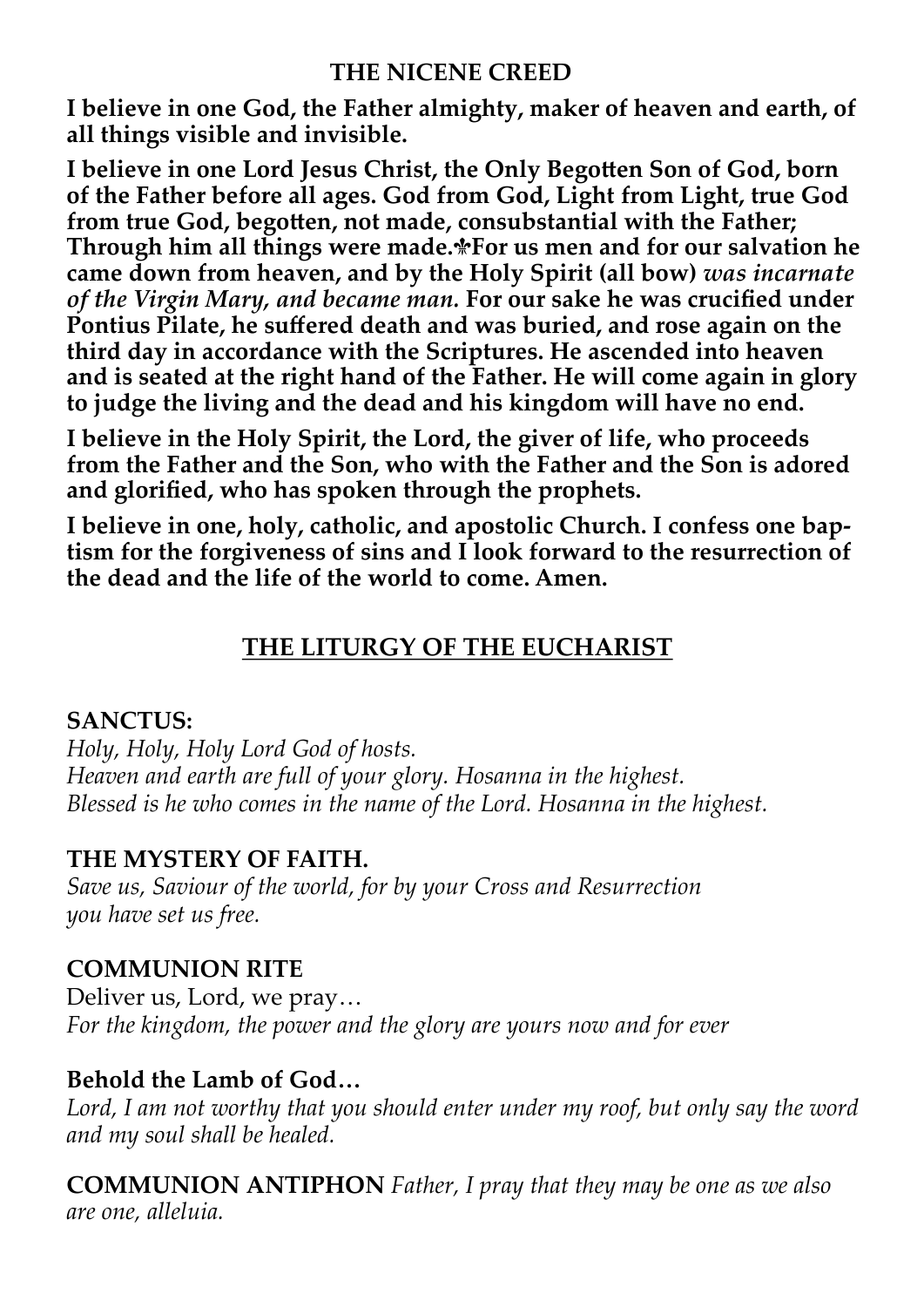## THE NICENE CREED

**I believe in one God, the Father almighty, maker of heaven and earth, of all things visible and invisible.**

**I believe in one Lord Jesus Christ, the Only Begotten Son of God, born of the Father before all ages. God from God, Light from Light, true God from true God, begotten, not made, consubstantial with the Father; Through him all things were made.✠For us men and for our salvation he came down from heaven, and by the Holy Spirit (all bow)** ***was incarnate of the Virgin Mary, and became man.*** **For our sake he was crucified under Pontius Pilate, he suffered death and was buried, and rose again on the third day in accordance with the Scriptures. He ascended into heaven and is seated at the right hand of the Father. He will come again in glory to judge the living and the dead and his kingdom will have no end.**

**I believe in the Holy Spirit, the Lord, the giver of life, who proceeds from the Father and the Son, who with the Father and the Son is adored and glorified, who has spoken through the prophets.**

**I believe in one, holy, catholic, and apostolic Church. I confess one baptism for the forgiveness of sins and I look forward to the resurrection of the dead and the life of the world to come. Amen.**

## THE LITURGY OF THE EUCHARIST

### SANCTUS:

*Holy, Holy, Holy Lord God of hosts.*
*Heaven and earth are full of your glory. Hosanna in the highest.*
*Blessed is he who comes in the name of the Lord. Hosanna in the highest.*

### THE MYSTERY OF FAITH.

*Save us, Saviour of the world, for by your Cross and Resurrection you have set us free.*

### COMMUNION RITE

Deliver us, Lord, we pray…
*For the kingdom, the power and the glory are yours now and for ever*

### Behold the Lamb of God…

*Lord, I am not worthy that you should enter under my roof, but only say the word and my soul shall be healed.*

**COMMUNION ANTIPHON** *Father, I pray that they may be one as we also are one, alleluia.*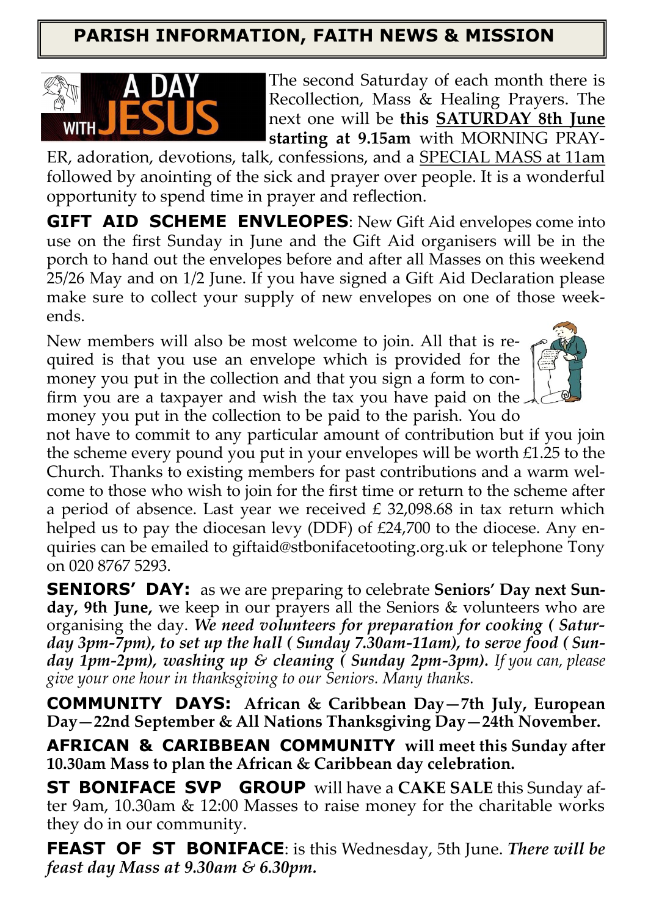## PARISH INFORMATION, FAITH NEWS & MISSION

The second Saturday of each month there is Recollection, Mass & Healing Prayers. The next one will be **this SATURDAY 8th June starting at 9.15am** with MORNING PRAYER, adoration, devotions, talk, confessions, and a SPECIAL MASS at 11am followed by anointing of the sick and prayer over people. It is a wonderful opportunity to spend time in prayer and reflection.

**GIFT AID SCHEME ENVLEOPES**: New Gift Aid envelopes come into use on the first Sunday in June and the Gift Aid organisers will be in the porch to hand out the envelopes before and after all Masses on this weekend 25/26 May and on 1/2 June. If you have signed a Gift Aid Declaration please make sure to collect your supply of new envelopes on one of those weekends.

New members will also be most welcome to join. All that is required is that you use an envelope which is provided for the money you put in the collection and that you sign a form to confirm you are a taxpayer and wish the tax you have paid on the money you put in the collection to be paid to the parish. You do not have to commit to any particular amount of contribution but if you join the scheme every pound you put in your envelopes will be worth £1.25 to the Church. Thanks to existing members for past contributions and a warm welcome to those who wish to join for the first time or return to the scheme after a period of absence. Last year we received £ 32,098.68 in tax return which helped us to pay the diocesan levy (DDF) of £24,700 to the diocese. Any enquiries can be emailed to giftaid@stbonifacetooting.org.uk or telephone Tony on 020 8767 5293.

**SENIORS' DAY:** as we are preparing to celebrate **Seniors' Day next Sunday, 9th June,** we keep in our prayers all the Seniors & volunteers who are organising the day. ***We need volunteers for preparation for cooking ( Saturday 3pm-7pm), to set up the hall ( Sunday 7.30am-11am), to serve food ( Sunday 1pm-2pm), washing up & cleaning ( Sunday 2pm-3pm).*** *If you can, please give your one hour in thanksgiving to our Seniors. Many thanks.*

**COMMUNITY DAYS: African & Caribbean Day—7th July, European Day—22nd September & All Nations Thanksgiving Day—24th November.**

**AFRICAN & CARIBBEAN COMMUNITY will meet this Sunday after 10.30am Mass to plan the African & Caribbean day celebration.**

**ST BONIFACE SVP GROUP** will have a **CAKE SALE** this Sunday after 9am, 10.30am & 12:00 Masses to raise money for the charitable works they do in our community.

**FEAST OF ST BONIFACE**: is this Wednesday, 5th June. ***There will be feast day Mass at 9.30am & 6.30pm.***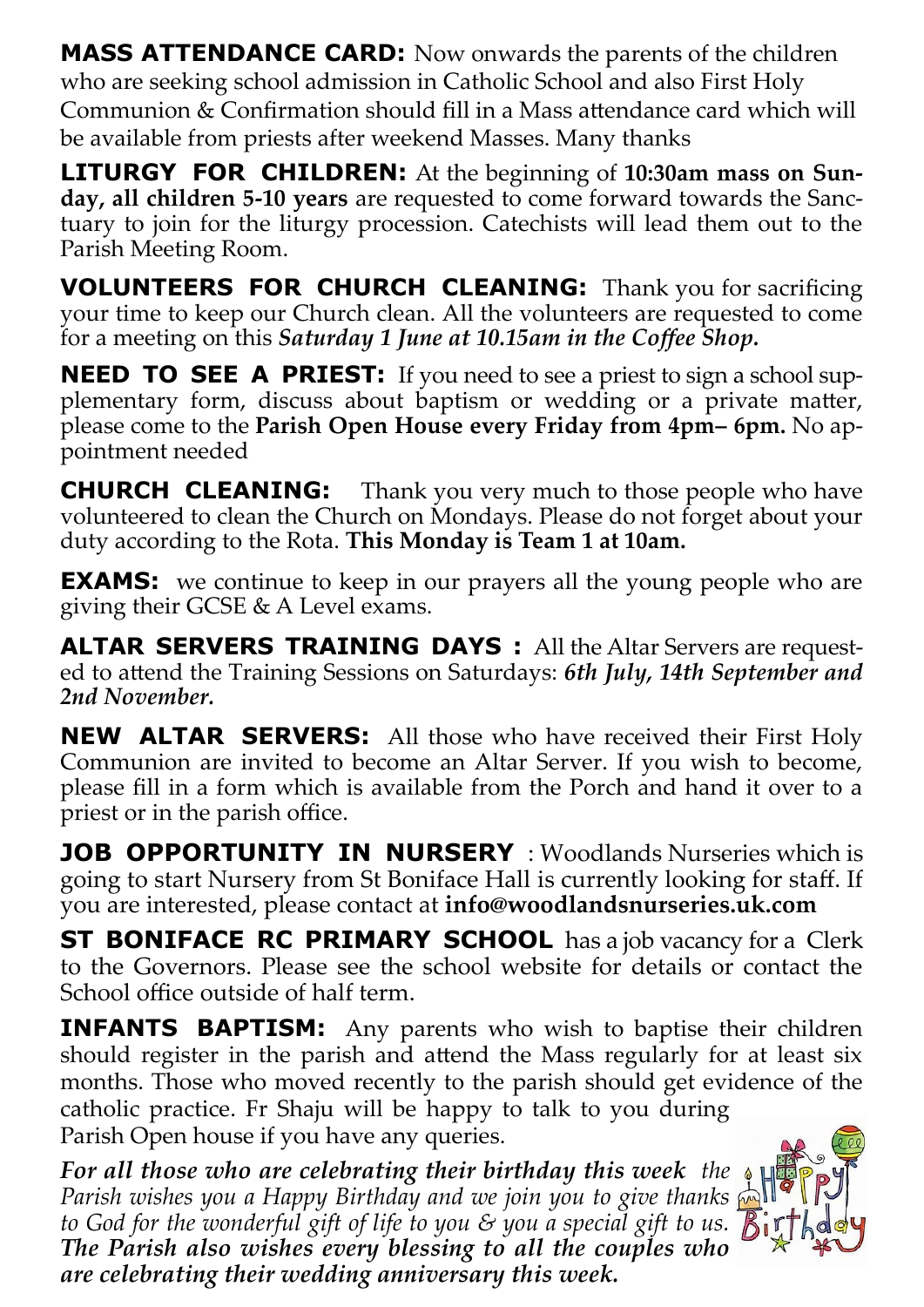**MASS ATTENDANCE CARD:** Now onwards the parents of the children who are seeking school admission in Catholic School and also First Holy Communion & Confirmation should fill in a Mass attendance card which will be available from priests after weekend Masses. Many thanks

**LITURGY FOR CHILDREN:** At the beginning of **10:30am mass on Sunday, all children 5-10 years** are requested to come forward towards the Sanctuary to join for the liturgy procession. Catechists will lead them out to the Parish Meeting Room.

**VOLUNTEERS FOR CHURCH CLEANING:** Thank you for sacrificing your time to keep our Church clean. All the volunteers are requested to come for a meeting on this ***Saturday 1 June at 10.15am in the Coffee Shop.***

**NEED TO SEE A PRIEST:** If you need to see a priest to sign a school supplementary form, discuss about baptism or wedding or a private matter, please come to the **Parish Open House every Friday from 4pm– 6pm.** No appointment needed

**CHURCH CLEANING:** Thank you very much to those people who have volunteered to clean the Church on Mondays. Please do not forget about your duty according to the Rota. **This Monday is Team 1 at 10am.**

**EXAMS:** we continue to keep in our prayers all the young people who are giving their GCSE & A Level exams.

**ALTAR SERVERS TRAINING DAYS :** All the Altar Servers are requested to attend the Training Sessions on Saturdays: ***6th July, 14th September and 2nd November.***

**NEW ALTAR SERVERS:** All those who have received their First Holy Communion are invited to become an Altar Server. If you wish to become, please fill in a form which is available from the Porch and hand it over to a priest or in the parish office.

**JOB OPPORTUNITY IN NURSERY** : Woodlands Nurseries which is going to start Nursery from St Boniface Hall is currently looking for staff. If you are interested, please contact at **info@woodlandsnurseries.uk.com**

**ST BONIFACE RC PRIMARY SCHOOL** has a job vacancy for a Clerk to the Governors. Please see the school website for details or contact the School office outside of half term.

**INFANTS BAPTISM:** Any parents who wish to baptise their children should register in the parish and attend the Mass regularly for at least six months. Those who moved recently to the parish should get evidence of the catholic practice. Fr Shaju will be happy to talk to you during Parish Open house if you have any queries.

***For all those who are celebrating their birthday this week*** *the Parish wishes you a Happy Birthday and we join you to give thanks to God for the wonderful gift of life to you & you a special gift to us.* ***The Parish also wishes every blessing to all the couples who are celebrating their wedding anniversary this week.***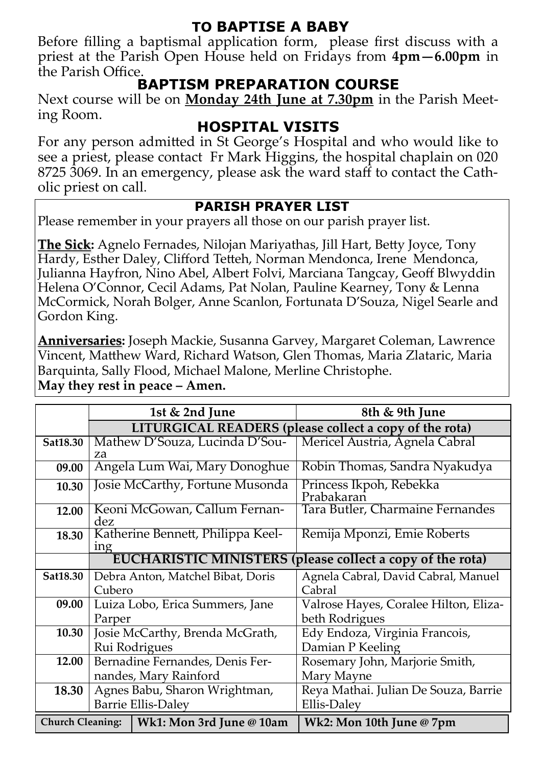## TO BAPTISE A BABY

Before filling a baptismal application form, please first discuss with a priest at the Parish Open House held on Fridays from **4pm—6.00pm** in the Parish Office.

## BAPTISM PREPARATION COURSE

Next course will be on **Monday 24th June at 7.30pm** in the Parish Meeting Room.

## HOSPITAL VISITS

For any person admitted in St George's Hospital and who would like to see a priest, please contact Fr Mark Higgins, the hospital chaplain on 020 8725 3069. In an emergency, please ask the ward staff to contact the Catholic priest on call.

## PARISH PRAYER LIST

Please remember in your prayers all those on our parish prayer list.

**The Sick:** Agnelo Fernades, Nilojan Mariyathas, Jill Hart, Betty Joyce, Tony Hardy, Esther Daley, Clifford Tetteh, Norman Mendonca, Irene Mendonca, Julianna Hayfron, Nino Abel, Albert Folvi, Marciana Tangcay, Geoff Blwyddin Helena O'Connor, Cecil Adams, Pat Nolan, Pauline Kearney, Tony & Lenna McCormick, Norah Bolger, Anne Scanlon, Fortunata D'Souza, Nigel Searle and Gordon King.

**Anniversaries:** Joseph Mackie, Susanna Garvey, Margaret Coleman, Lawrence Vincent, Matthew Ward, Richard Watson, Glen Thomas, Maria Zlataric, Maria Barquinta, Sally Flood, Michael Malone, Merline Christophe.

**May they rest in peace – Amen.**

| | 1st & 2nd June | 8th & 9th June |
|---|---|---|
| | **LITURGICAL READERS (please collect a copy of the rota)** | |
| **Sat18.30** | Mathew D'Souza, Lucinda D'Souza | Mericel Austria, Agnela Cabral |
| **09.00** | Angela Lum Wai, Mary Donoghue | Robin Thomas, Sandra Nyakudya |
| **10.30** | Josie McCarthy, Fortune Musonda | Princess Ikpoh, Rebekka Prabakaran |
| **12.00** | Keoni McGowan, Callum Fernandez | Tara Butler, Charmaine Fernandes |
| **18.30** | Katherine Bennett, Philippa Keeling | Remija Mponzi, Emie Roberts |
| | **EUCHARISTIC MINISTERS (please collect a copy of the rota)** | |
| **Sat18.30** | Debra Anton, Matchel Bibat, Doris Cubero | Agnela Cabral, David Cabral, Manuel Cabral |
| **09.00** | Luiza Lobo, Erica Summers, Jane Parper | Valrose Hayes, Coralee Hilton, Elizabeth Rodrigues |
| **10.30** | Josie McCarthy, Brenda McGrath, Rui Rodrigues | Edy Endoza, Virginia Francois, Damian P Keeling |
| **12.00** | Bernadine Fernandes, Denis Fernandes, Mary Rainford | Rosemary John, Marjorie Smith, Mary Mayne |
| **18.30** | Agnes Babu, Sharon Wrightman, Barrie Ellis-Daley | Reya Mathai. Julian De Souza, Barrie Ellis-Daley |
| **Church Cleaning:** | **Wk1: Mon 3rd June @ 10am** | **Wk2: Mon 10th June @ 7pm** |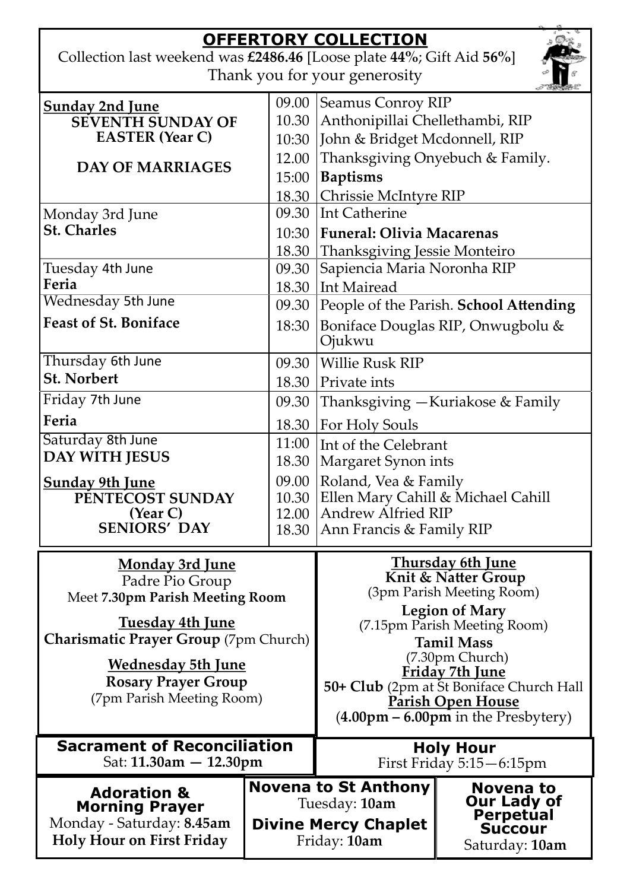## OFFERTORY COLLECTION

Collection last weekend was **£2486.46** [Loose plate **44%**; Gift Aid **56%**]
Thank you for your generosity

| | | |
|---|---|---|
| **Sunday 2nd June** SEVENTH SUNDAY OF EASTER (Year C) DAY OF MARRIAGES | 09.00 | Seamus Conroy RIP |
| | 10.30 | Anthonipillai Chellethambi, RIP |
| | 10:30 | John & Bridget Mcdonnell, RIP |
| | 12.00 | Thanksgiving Onyebuch & Family. |
| | 15:00 | **Baptisms** |
| | 18.30 | Chrissie McIntyre RIP |
| Monday 3rd June **St. Charles** | 09.30 | Int Catherine |
| | 10:30 | **Funeral: Olivia Macarenas** |
| | 18.30 | Thanksgiving Jessie Monteiro |
| Tuesday 4th June **Feria** | 09.30 | Sapiencia Maria Noronha RIP |
| | 18.30 | Int Mairead |
| Wednesday 5th June **Feast of St. Boniface** | 09.30 | People of the Parish. **School Attending** |
| | 18:30 | Boniface Douglas RIP, Onwugbolu & Ojukwu |
| Thursday 6th June **St. Norbert** | 09.30 | Willie Rusk RIP |
| | 18.30 | Private ints |
| Friday 7th June **Feria** | 09.30 | Thanksgiving —Kuriakose & Family |
| | 18.30 | For Holy Souls |
| Saturday 8th June **DAY WITH JESUS** | 11:00 | Int of the Celebrant |
| | 18.30 | Margaret Synon ints |
| **Sunday 9th June** PENTECOST SUNDAY (Year C) SENIORS' DAY | 09.00 | Roland, Vea & Family |
| | 10.30 | Ellen Mary Cahill & Michael Cahill |
| | 12.00 | Andrew Alfried RIP |
| | 18.30 | Ann Francis & Family RIP |

**Monday 3rd June**
Padre Pio Group
Meet **7.30pm Parish Meeting Room**

**Tuesday 4th June**
**Charismatic Prayer Group** (7pm Church)

**Wednesday 5th June**
**Rosary Prayer Group**
(7pm Parish Meeting Room)

**Thursday 6th June**
**Knit & Natter Group**
(3pm Parish Meeting Room)

**Legion of Mary**
(7.15pm Parish Meeting Room)

**Tamil Mass**
(7.30pm Church)

**Friday 7th June**
**50+ Club** (2pm at St Boniface Church Hall

**Parish Open House**
(**4.00pm – 6.00pm** in the Presbytery)

**Sacrament of Reconciliation**
Sat: **11.30am — 12.30pm**

**Holy Hour**
First Friday 5:15—6:15pm

**Adoration & Morning Prayer**
Monday - Saturday: **8.45am**
**Holy Hour on First Friday**

**Novena to St Anthony**
Tuesday: **10am**

**Divine Mercy Chaplet**
Friday: **10am**

**Novena to Our Lady of Perpetual Succour**
Saturday: **10am**